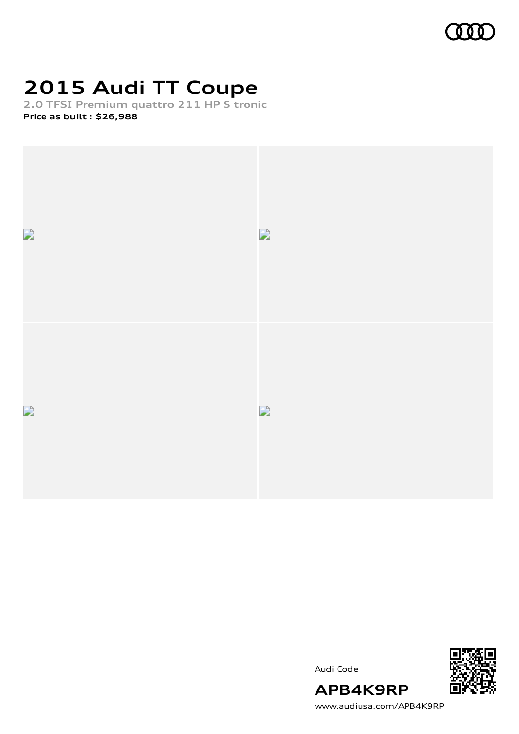# 2015 Audi TT Coupe

**2.0 TFSI Premium quattro 211 HP S tronic**

**Price as built : $26,988**

Audi Code

**APB4K9RP**

www.audiusa.com/APB4K9RP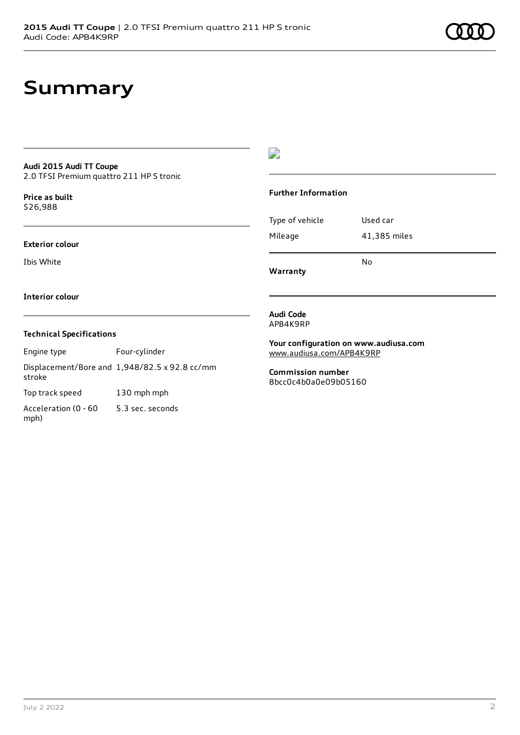# Summary

**Audi 2015 Audi TT Coupe**
2.0 TFSI Premium quattro 211 HP S tronic

**Price as built**
$26,988

**Exterior colour**

Ibis White

**Interior colour**

**Technical Specifications**

| | |
|---|---|
| Engine type | Four-cylinder |
| Displacement/Bore and stroke | 1,948/82.5 x 92.8 cc/mm |
| Top track speed | 130 mph mph |
| Acceleration (0 - 60 mph) | 5.3 sec. seconds |

**Further Information**

| | |
|---|---|
| Type of vehicle | Used car |
| Mileage | 41,385 miles |
| **Warranty** | No |

**Audi Code**
APB4K9RP

**Your configuration on www.audiusa.com**
www.audiusa.com/APB4K9RP

**Commission number**
8bcc0c4b0a0e09b05160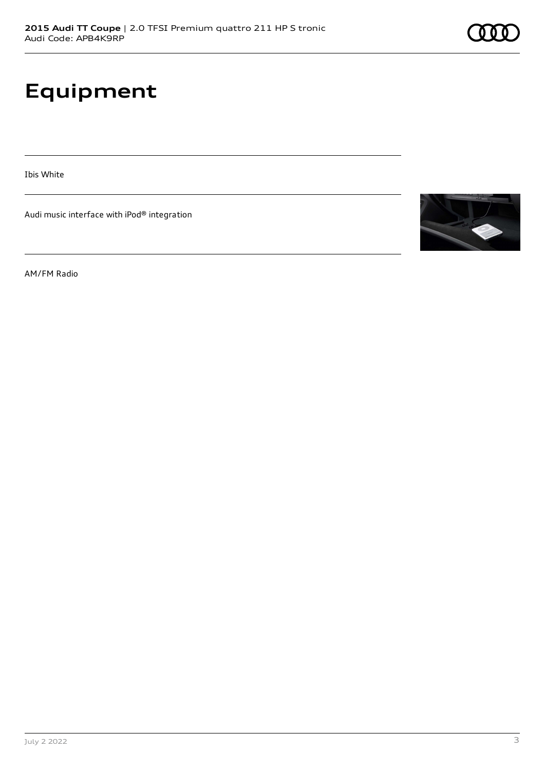# Equipment

Ibis White

Audi music interface with iPod® integration

AM/FM Radio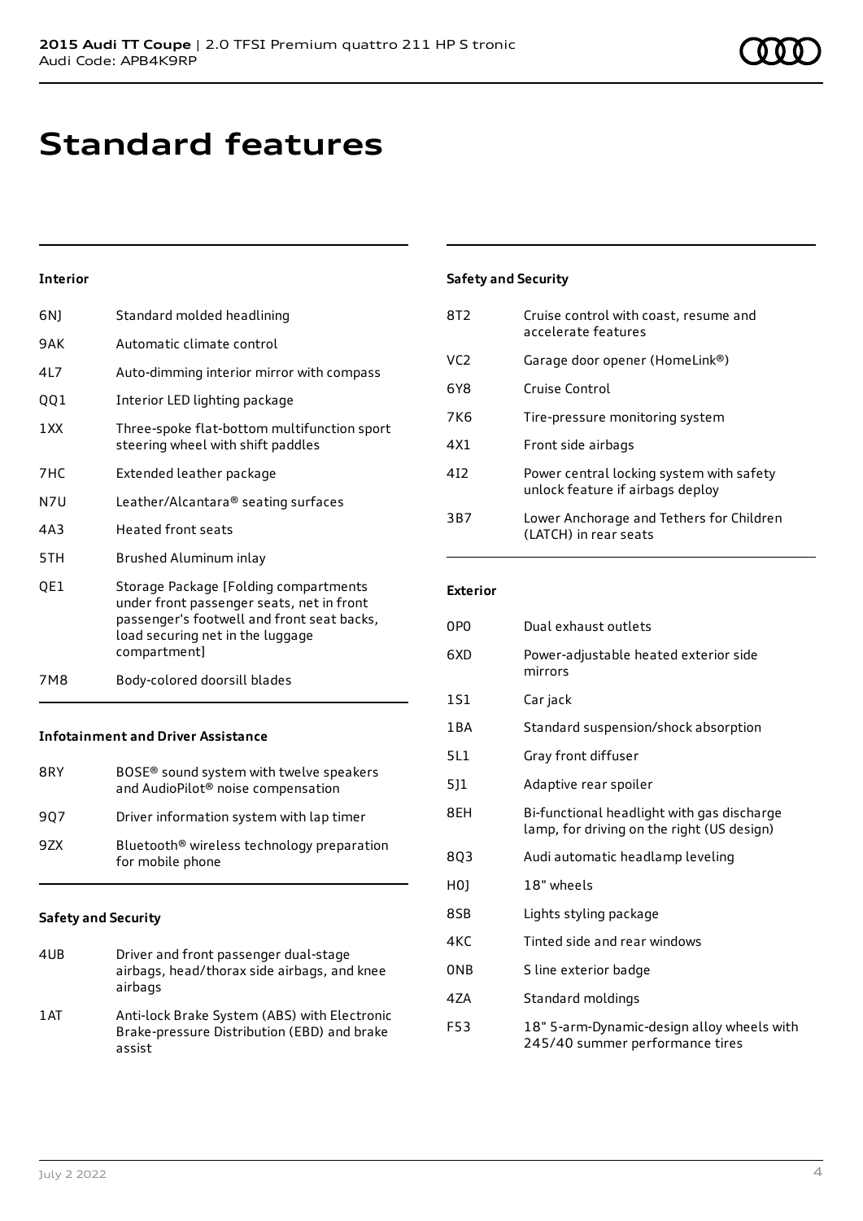# Standard features

### Interior

| | |
|---|---|
| 6NJ | Standard molded headlining |
| 9AK | Automatic climate control |
| 4L7 | Auto-dimming interior mirror with compass |
| QQ1 | Interior LED lighting package |
| 1XX | Three-spoke flat-bottom multifunction sport steering wheel with shift paddles |
| 7HC | Extended leather package |
| N7U | Leather/Alcantara® seating surfaces |
| 4A3 | Heated front seats |
| 5TH | Brushed Aluminum inlay |
| QE1 | Storage Package [Folding compartments under front passenger seats, net in front passenger's footwell and front seat backs, load securing net in the luggage compartment] |
| 7M8 | Body-colored doorsill blades |

### Infotainment and Driver Assistance

| | |
|---|---|
| 8RY | BOSE® sound system with twelve speakers and AudioPilot® noise compensation |
| 9Q7 | Driver information system with lap timer |
| 9ZX | Bluetooth® wireless technology preparation for mobile phone |

### Safety and Security

| | |
|---|---|
| 4UB | Driver and front passenger dual-stage airbags, head/thorax side airbags, and knee airbags |
| 1AT | Anti-lock Brake System (ABS) with Electronic Brake-pressure Distribution (EBD) and brake assist |
| 8T2 | Cruise control with coast, resume and accelerate features |
| VC2 | Garage door opener (HomeLink®) |
| 6Y8 | Cruise Control |
| 7K6 | Tire-pressure monitoring system |
| 4X1 | Front side airbags |
| 4I2 | Power central locking system with safety unlock feature if airbags deploy |
| 3B7 | Lower Anchorage and Tethers for Children (LATCH) in rear seats |

### Exterior

| | |
|---|---|
| 0P0 | Dual exhaust outlets |
| 6XD | Power-adjustable heated exterior side mirrors |
| 1S1 | Car jack |
| 1BA | Standard suspension/shock absorption |
| 5L1 | Gray front diffuser |
| 5J1 | Adaptive rear spoiler |
| 8EH | Bi-functional headlight with gas discharge lamp, for driving on the right (US design) |
| 8Q3 | Audi automatic headlamp leveling |
| H0J | 18" wheels |
| 8SB | Lights styling package |
| 4KC | Tinted side and rear windows |
| 0NB | S line exterior badge |
| 4ZA | Standard moldings |
| F53 | 18" 5-arm-Dynamic-design alloy wheels with 245/40 summer performance tires |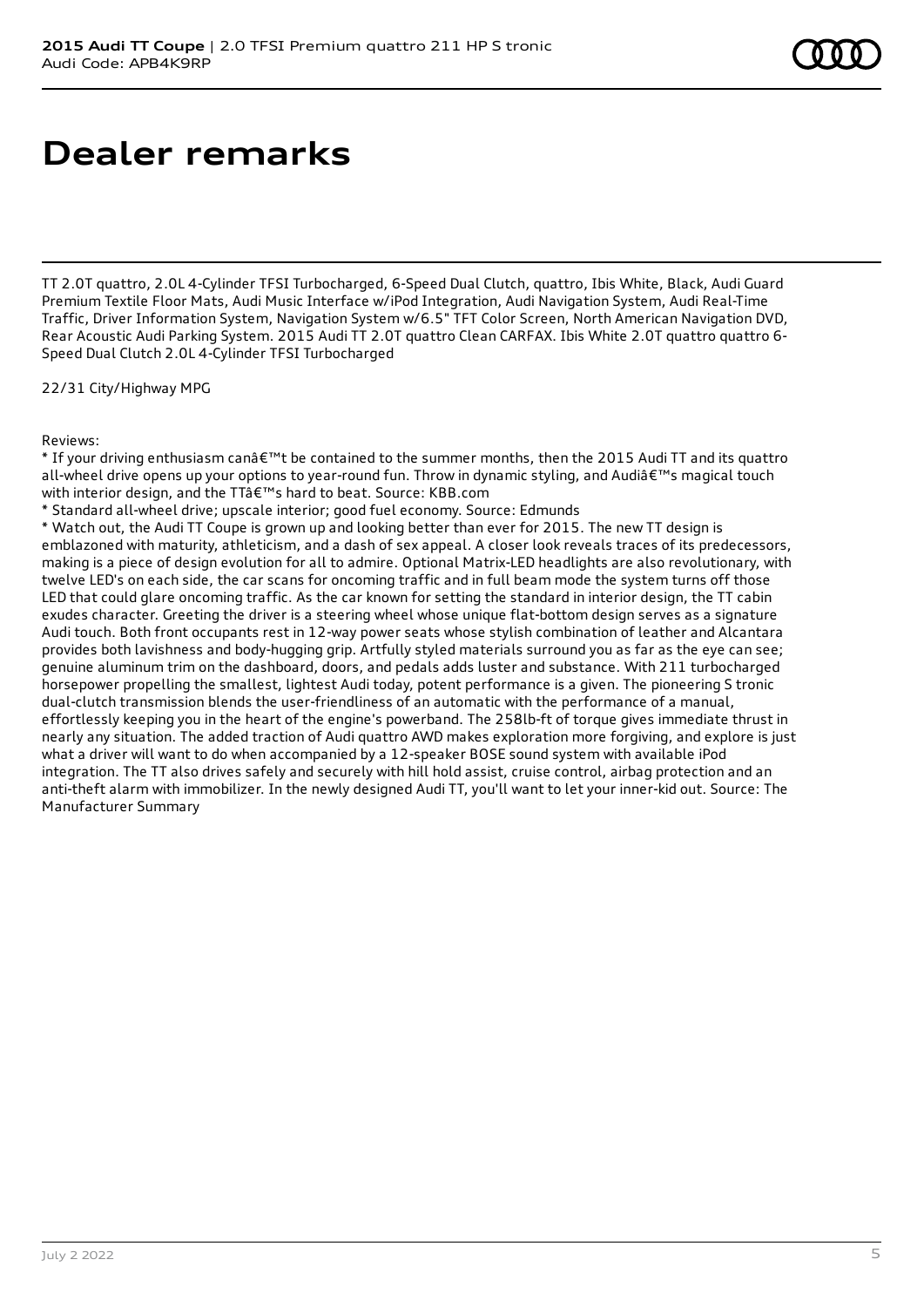# Dealer remarks

TT 2.0T quattro, 2.0L 4-Cylinder TFSI Turbocharged, 6-Speed Dual Clutch, quattro, Ibis White, Black, Audi Guard Premium Textile Floor Mats, Audi Music Interface w/iPod Integration, Audi Navigation System, Audi Real-Time Traffic, Driver Information System, Navigation System w/6.5" TFT Color Screen, North American Navigation DVD, Rear Acoustic Audi Parking System. 2015 Audi TT 2.0T quattro Clean CARFAX. Ibis White 2.0T quattro quattro 6-Speed Dual Clutch 2.0L 4-Cylinder TFSI Turbocharged

22/31 City/Highway MPG

Reviews:
* If your driving enthusiasm canâ€™t be contained to the summer months, then the 2015 Audi TT and its quattro all-wheel drive opens up your options to year-round fun. Throw in dynamic styling, and Audiâ€™s magical touch with interior design, and the TTâ€™s hard to beat. Source: KBB.com
* Standard all-wheel drive; upscale interior; good fuel economy. Source: Edmunds
* Watch out, the Audi TT Coupe is grown up and looking better than ever for 2015. The new TT design is emblazoned with maturity, athleticism, and a dash of sex appeal. A closer look reveals traces of its predecessors, making is a piece of design evolution for all to admire. Optional Matrix-LED headlights are also revolutionary, with twelve LED's on each side, the car scans for oncoming traffic and in full beam mode the system turns off those LED that could glare oncoming traffic. As the car known for setting the standard in interior design, the TT cabin exudes character. Greeting the driver is a steering wheel whose unique flat-bottom design serves as a signature Audi touch. Both front occupants rest in 12-way power seats whose stylish combination of leather and Alcantara provides both lavishness and body-hugging grip. Artfully styled materials surround you as far as the eye can see; genuine aluminum trim on the dashboard, doors, and pedals adds luster and substance. With 211 turbocharged horsepower propelling the smallest, lightest Audi today, potent performance is a given. The pioneering S tronic dual-clutch transmission blends the user-friendliness of an automatic with the performance of a manual, effortlessly keeping you in the heart of the engine's powerband. The 258lb-ft of torque gives immediate thrust in nearly any situation. The added traction of Audi quattro AWD makes exploration more forgiving, and explore is just what a driver will want to do when accompanied by a 12-speaker BOSE sound system with available iPod integration. The TT also drives safely and securely with hill hold assist, cruise control, airbag protection and an anti-theft alarm with immobilizer. In the newly designed Audi TT, you'll want to let your inner-kid out. Source: The Manufacturer Summary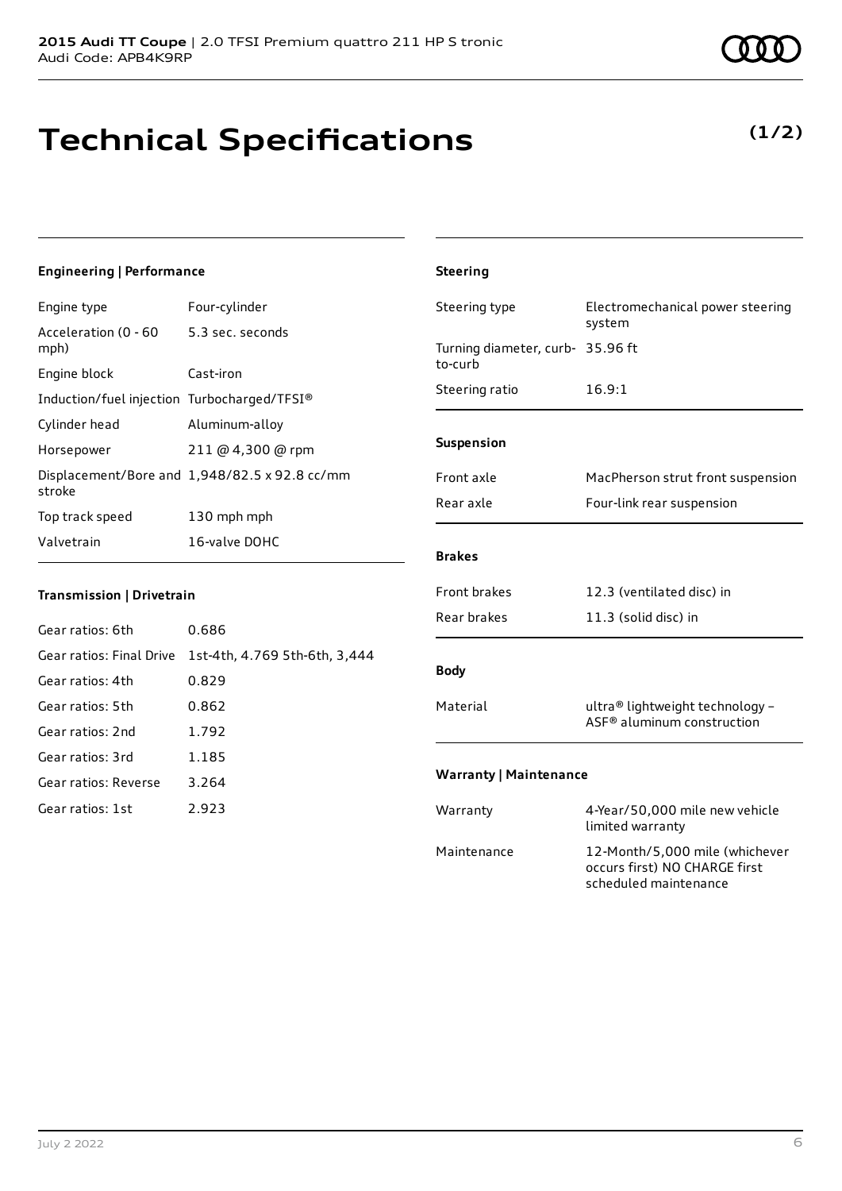**2015 Audi TT Coupe** | 2.0 TFSI Premium quattro 211 HP S tronic
Audi Code: APB4K9RP

# Technical Specifications

**(1/2)**

### Engineering | Performance

| | |
|---|---|
| Engine type | Four-cylinder |
| Acceleration (0 - 60 mph) | 5.3 sec. seconds |
| Engine block | Cast-iron |
| Induction/fuel injection | Turbocharged/TFSI® |
| Cylinder head | Aluminum-alloy |
| Horsepower | 211 @ 4,300 @ rpm |
| Displacement/Bore and stroke | 1,948/82.5 x 92.8 cc/mm |
| Top track speed | 130 mph mph |
| Valvetrain | 16-valve DOHC |

### Transmission | Drivetrain

| | |
|---|---|
| Gear ratios: 6th | 0.686 |
| Gear ratios: Final Drive | 1st-4th, 4.769 5th-6th, 3,444 |
| Gear ratios: 4th | 0.829 |
| Gear ratios: 5th | 0.862 |
| Gear ratios: 2nd | 1.792 |
| Gear ratios: 3rd | 1.185 |
| Gear ratios: Reverse | 3.264 |
| Gear ratios: 1st | 2.923 |

### Steering

| | |
|---|---|
| Steering type | Electromechanical power steering system |
| Turning diameter, curb-to-curb | 35.96 ft |
| Steering ratio | 16.9:1 |

### Suspension

| | |
|---|---|
| Front axle | MacPherson strut front suspension |
| Rear axle | Four-link rear suspension |

### Brakes

| | |
|---|---|
| Front brakes | 12.3 (ventilated disc) in |
| Rear brakes | 11.3 (solid disc) in |

### Body

| | |
|---|---|
| Material | ultra® lightweight technology – ASF® aluminum construction |

### Warranty | Maintenance

| | |
|---|---|
| Warranty | 4-Year/50,000 mile new vehicle limited warranty |
| Maintenance | 12-Month/5,000 mile (whichever occurs first) NO CHARGE first scheduled maintenance |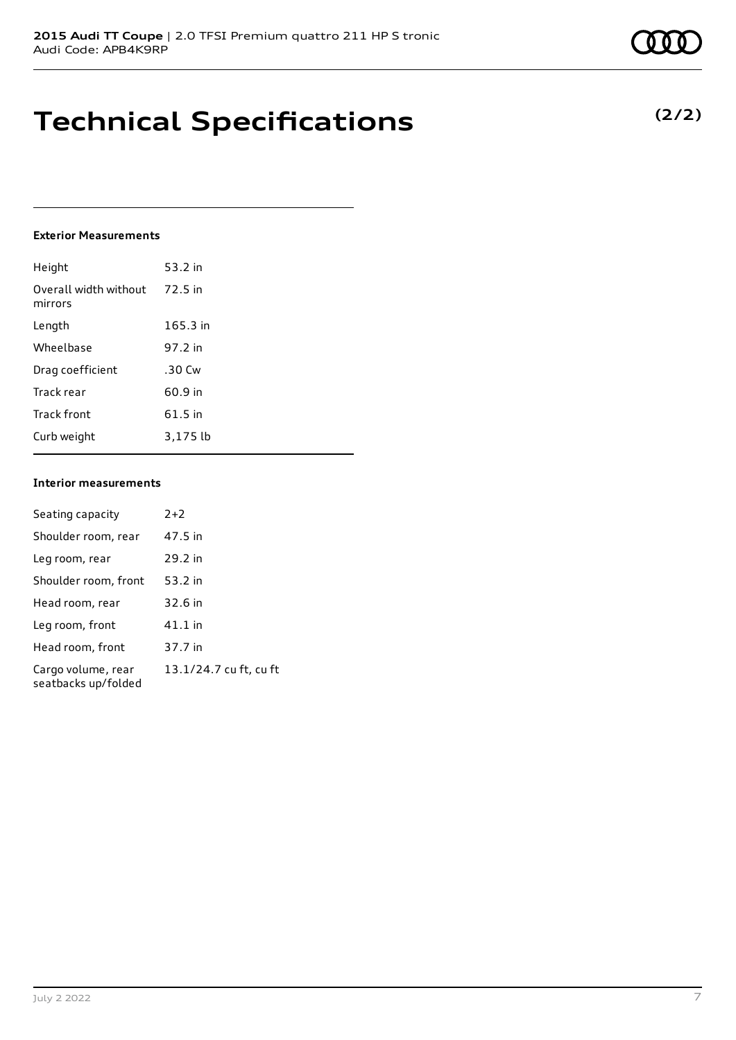# Technical Specifications

**(2/2)**

### Exterior Measurements

| | |
|---|---|
| Height | 53.2 in |
| Overall width without mirrors | 72.5 in |
| Length | 165.3 in |
| Wheelbase | 97.2 in |
| Drag coefficient | .30 Cw |
| Track rear | 60.9 in |
| Track front | 61.5 in |
| Curb weight | 3,175 lb |

### Interior measurements

| | |
|---|---|
| Seating capacity | 2+2 |
| Shoulder room, rear | 47.5 in |
| Leg room, rear | 29.2 in |
| Shoulder room, front | 53.2 in |
| Head room, rear | 32.6 in |
| Leg room, front | 41.1 in |
| Head room, front | 37.7 in |
| Cargo volume, rear seatbacks up/folded | 13.1/24.7 cu ft, cu ft |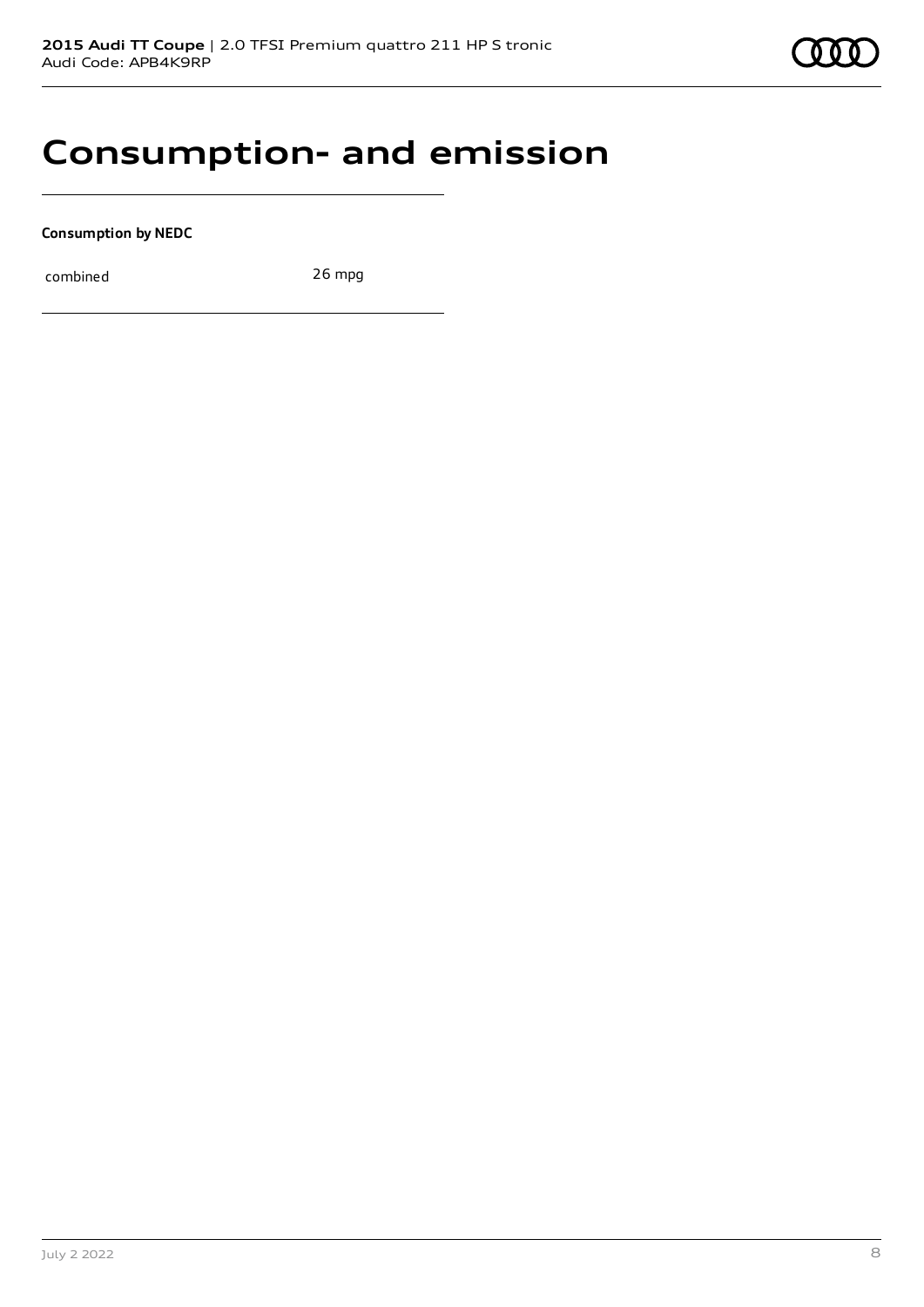# Consumption- and emission

**Consumption by NEDC**

| | |
|---|---|
| combined | 26 mpg |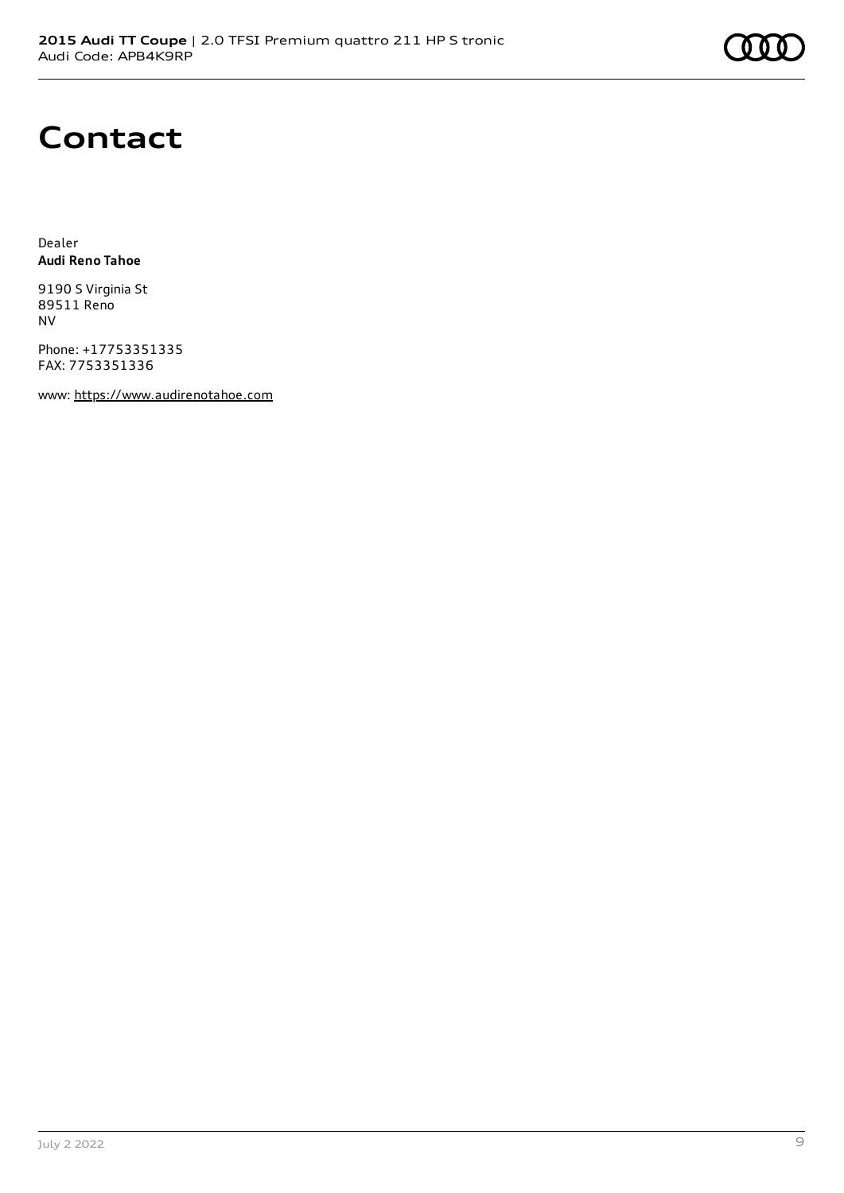# Contact

Dealer
**Audi Reno Tahoe**

9190 S Virginia St
89511 Reno
NV

Phone: +17753351335
FAX: 7753351336

www: https://www.audirenotahoe.com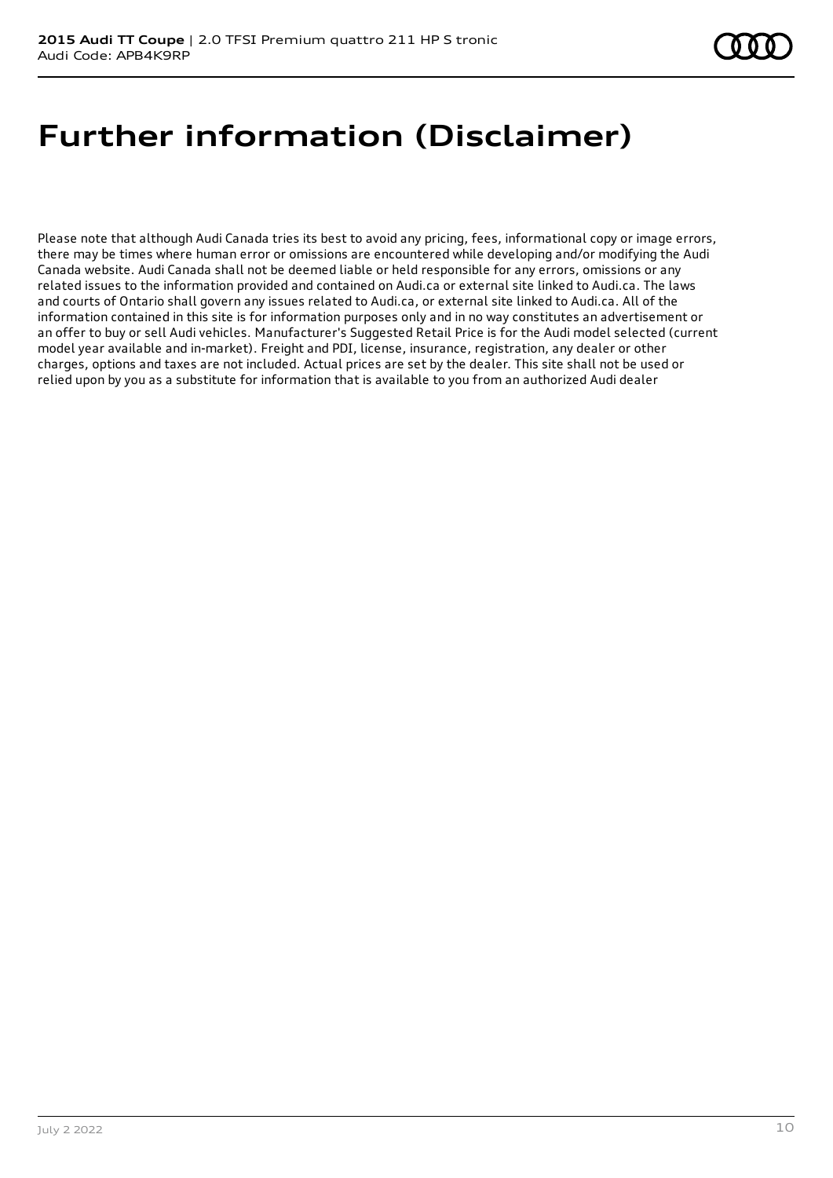# Further information (Disclaimer)

Please note that although Audi Canada tries its best to avoid any pricing, fees, informational copy or image errors, there may be times where human error or omissions are encountered while developing and/or modifying the Audi Canada website. Audi Canada shall not be deemed liable or held responsible for any errors, omissions or any related issues to the information provided and contained on Audi.ca or external site linked to Audi.ca. The laws and courts of Ontario shall govern any issues related to Audi.ca, or external site linked to Audi.ca. All of the information contained in this site is for information purposes only and in no way constitutes an advertisement or an offer to buy or sell Audi vehicles. Manufacturer's Suggested Retail Price is for the Audi model selected (current model year available and in-market). Freight and PDI, license, insurance, registration, any dealer or other charges, options and taxes are not included. Actual prices are set by the dealer. This site shall not be used or relied upon by you as a substitute for information that is available to you from an authorized Audi dealer